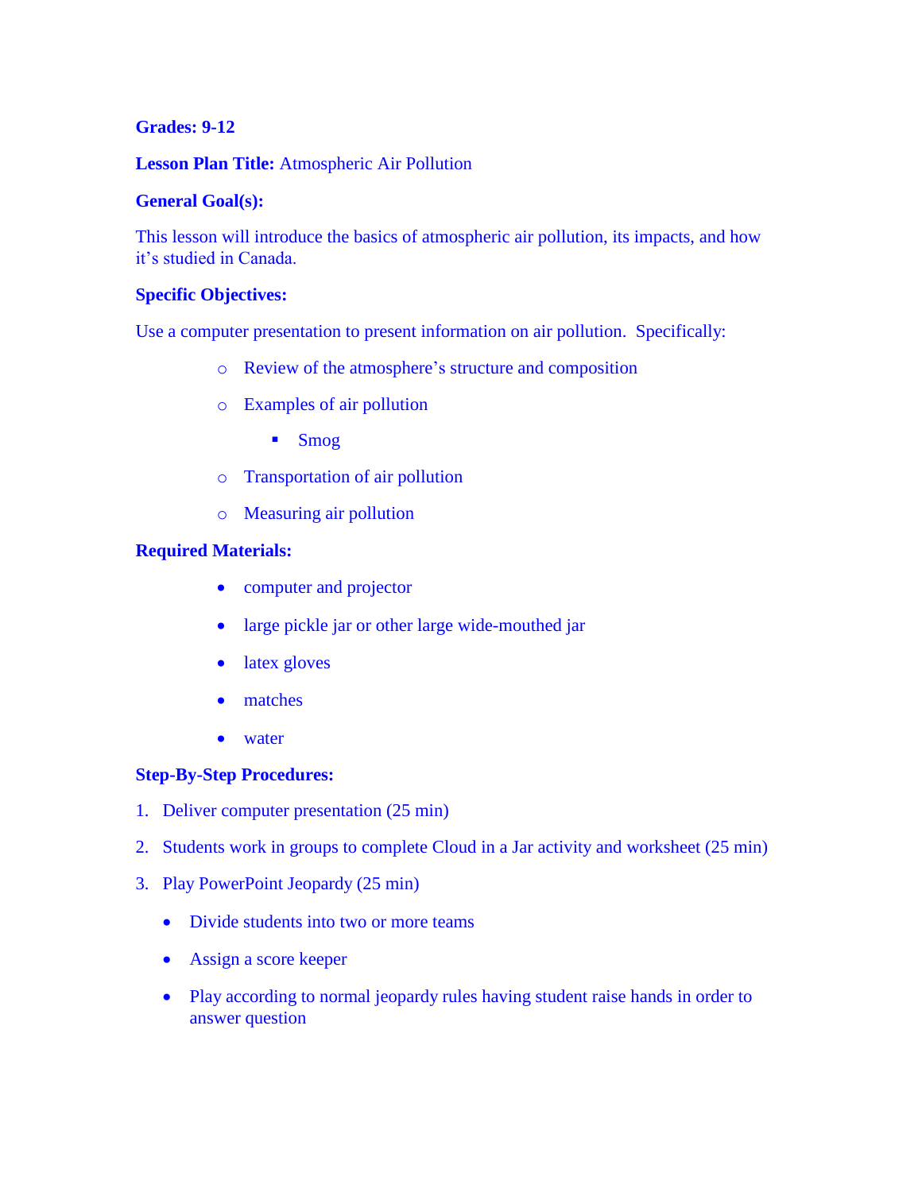**Grades: 9-12**

**Lesson Plan Title:** Atmospheric Air Pollution

**General Goal(s):**

This lesson will introduce the basics of atmospheric air pollution, its impacts, and how it's studied in Canada.

**Specific Objectives:**

Use a computer presentation to present information on air pollution. Specifically:

- Review of the atmosphere's structure and composition
- Examples of air pollution
  - Smog
- Transportation of air pollution
- Measuring air pollution

**Required Materials:**

- computer and projector
- large pickle jar or other large wide-mouthed jar
- latex gloves
- matches
- water

**Step-By-Step Procedures:**

1. Deliver computer presentation (25 min)
2. Students work in groups to complete Cloud in a Jar activity and worksheet (25 min)
3. Play PowerPoint Jeopardy (25 min)
   - Divide students into two or more teams
   - Assign a score keeper
   - Play according to normal jeopardy rules having student raise hands in order to answer question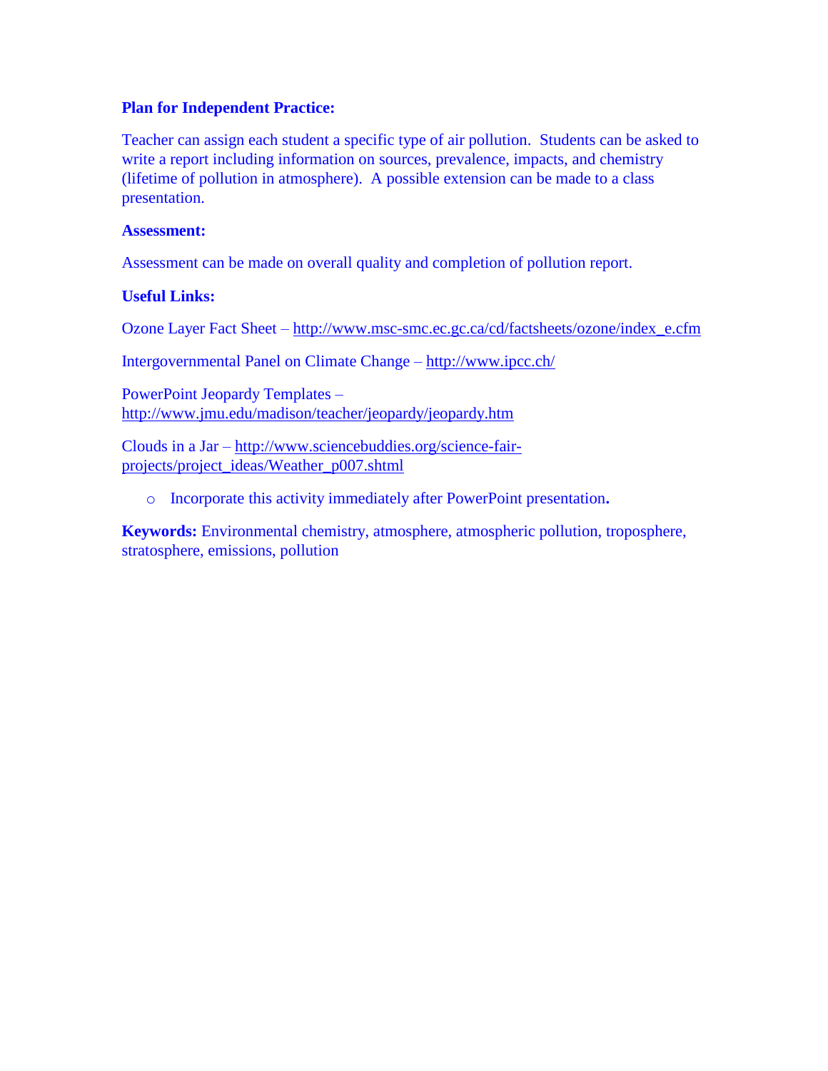**Plan for Independent Practice:**

Teacher can assign each student a specific type of air pollution. Students can be asked to write a report including information on sources, prevalence, impacts, and chemistry (lifetime of pollution in atmosphere). A possible extension can be made to a class presentation.

**Assessment:**

Assessment can be made on overall quality and completion of pollution report.

**Useful Links:**

Ozone Layer Fact Sheet – http://www.msc-smc.ec.gc.ca/cd/factsheets/ozone/index_e.cfm

Intergovernmental Panel on Climate Change – http://www.ipcc.ch/

PowerPoint Jeopardy Templates – http://www.jmu.edu/madison/teacher/jeopardy/jeopardy.htm

Clouds in a Jar – http://www.sciencebuddies.org/science-fair-projects/project_ideas/Weather_p007.shtml

- Incorporate this activity immediately after PowerPoint presentation.

**Keywords:** Environmental chemistry, atmosphere, atmospheric pollution, troposphere, stratosphere, emissions, pollution